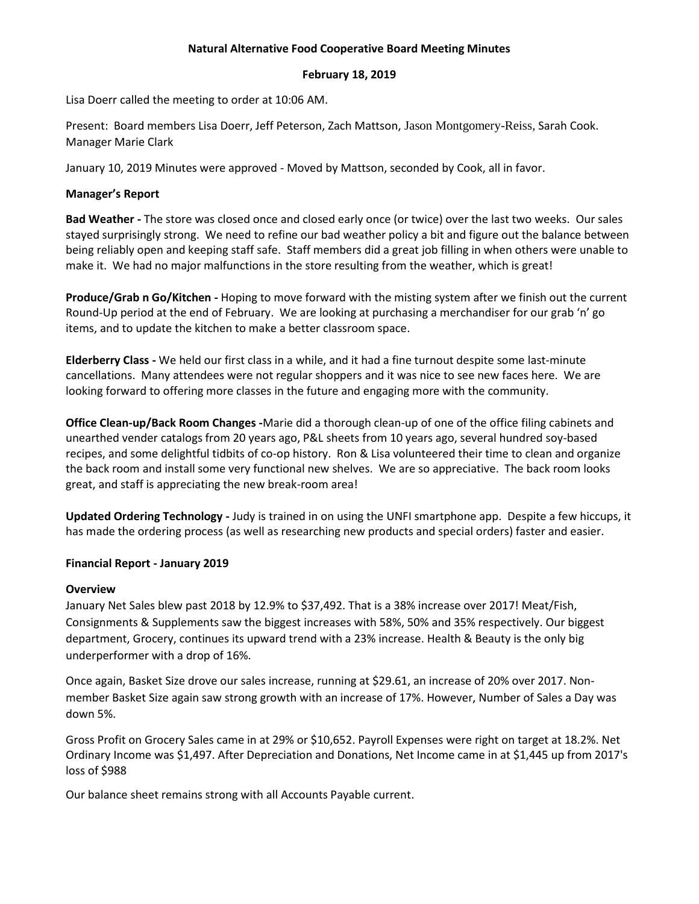**Natural Alternative Food Cooperative Board Meeting Minutes**

**February 18, 2019**

Lisa Doerr called the meeting to order at 10:06 AM.

Present: Board members Lisa Doerr, Jeff Peterson, Zach Mattson, Jason Montgomery-Reiss, Sarah Cook. Manager Marie Clark

January 10, 2019 Minutes were approved - Moved by Mattson, seconded by Cook, all in favor.

**Manager's Report**

**Bad Weather -** The store was closed once and closed early once (or twice) over the last two weeks. Our sales stayed surprisingly strong. We need to refine our bad weather policy a bit and figure out the balance between being reliably open and keeping staff safe. Staff members did a great job filling in when others were unable to make it. We had no major malfunctions in the store resulting from the weather, which is great!

**Produce/Grab n Go/Kitchen -** Hoping to move forward with the misting system after we finish out the current Round-Up period at the end of February. We are looking at purchasing a merchandiser for our grab 'n' go items, and to update the kitchen to make a better classroom space.

**Elderberry Class -** We held our first class in a while, and it had a fine turnout despite some last-minute cancellations. Many attendees were not regular shoppers and it was nice to see new faces here. We are looking forward to offering more classes in the future and engaging more with the community.

**Office Clean-up/Back Room Changes -**Marie did a thorough clean-up of one of the office filing cabinets and unearthed vender catalogs from 20 years ago, P&L sheets from 10 years ago, several hundred soy-based recipes, and some delightful tidbits of co-op history. Ron & Lisa volunteered their time to clean and organize the back room and install some very functional new shelves. We are so appreciative. The back room looks great, and staff is appreciating the new break-room area!

**Updated Ordering Technology -** Judy is trained in on using the UNFI smartphone app. Despite a few hiccups, it has made the ordering process (as well as researching new products and special orders) faster and easier.

**Financial Report - January 2019**

**Overview**

January Net Sales blew past 2018 by 12.9% to $37,492. That is a 38% increase over 2017! Meat/Fish, Consignments & Supplements saw the biggest increases with 58%, 50% and 35% respectively. Our biggest department, Grocery, continues its upward trend with a 23% increase. Health & Beauty is the only big underperformer with a drop of 16%.

Once again, Basket Size drove our sales increase, running at $29.61, an increase of 20% over 2017. Non-member Basket Size again saw strong growth with an increase of 17%. However, Number of Sales a Day was down 5%.

Gross Profit on Grocery Sales came in at 29% or $10,652. Payroll Expenses were right on target at 18.2%. Net Ordinary Income was $1,497. After Depreciation and Donations, Net Income came in at $1,445 up from 2017's loss of $988

Our balance sheet remains strong with all Accounts Payable current.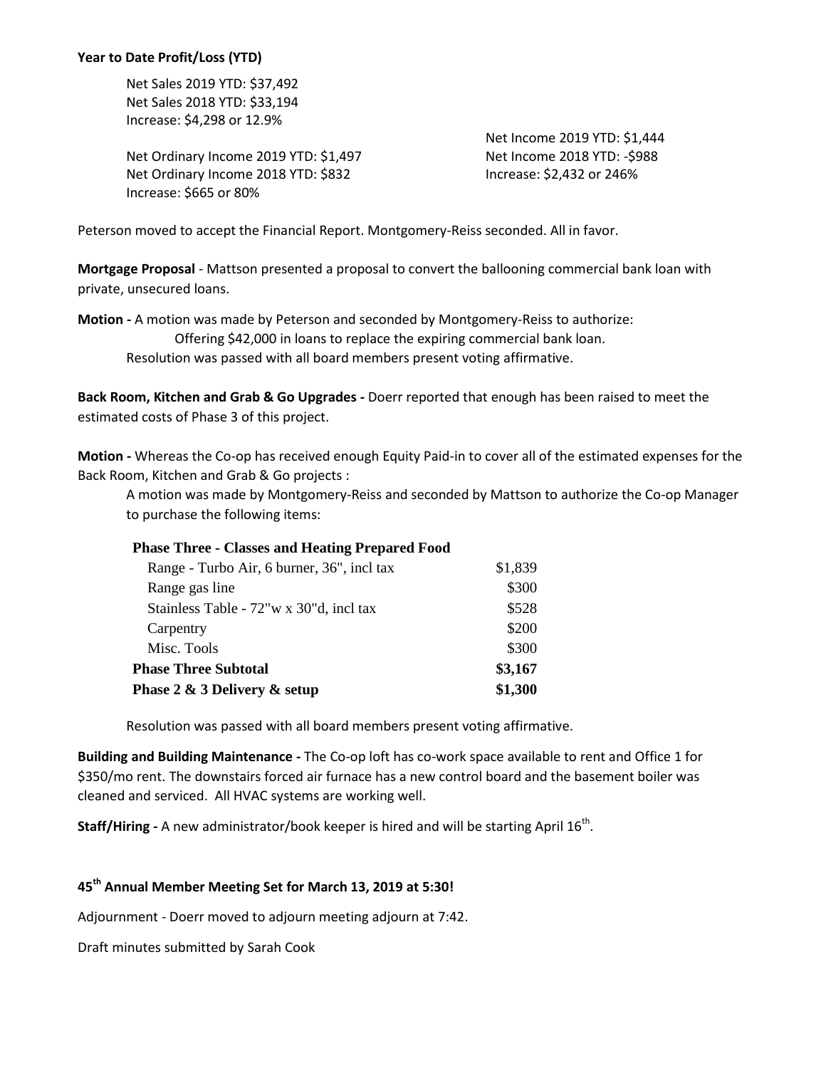**Year to Date Profit/Loss (YTD)**

Net Sales 2019 YTD: $37,492
Net Sales 2018 YTD: $33,194
Increase: $4,298 or 12.9%

Net Ordinary Income 2019 YTD: $1,497
Net Ordinary Income 2018 YTD: $832
Increase: $665 or 80%

Net Income 2019 YTD: $1,444
Net Income 2018 YTD: -$988
Increase: $2,432 or 246%

Peterson moved to accept the Financial Report. Montgomery-Reiss seconded. All in favor.

**Mortgage Proposal** - Mattson presented a proposal to convert the ballooning commercial bank loan with private, unsecured loans.

**Motion -** A motion was made by Peterson and seconded by Montgomery-Reiss to authorize:

Offering $42,000 in loans to replace the expiring commercial bank loan.

Resolution was passed with all board members present voting affirmative.

**Back Room, Kitchen and Grab & Go Upgrades -** Doerr reported that enough has been raised to meet the estimated costs of Phase 3 of this project.

**Motion -** Whereas the Co-op has received enough Equity Paid-in to cover all of the estimated expenses for the Back Room, Kitchen and Grab & Go projects :

A motion was made by Montgomery-Reiss and seconded by Mattson to authorize the Co-op Manager to purchase the following items:

| **Phase Three - Classes and Heating Prepared Food** | |
|---|---|
| Range - Turbo Air, 6 burner, 36", incl tax | $1,839 |
| Range gas line | $300 |
| Stainless Table - 72"w x 30"d, incl tax | $528 |
| Carpentry | $200 |
| Misc. Tools | $300 |
| **Phase Three Subtotal** | **$3,167** |
| **Phase 2 & 3 Delivery & setup** | **$1,300** |

Resolution was passed with all board members present voting affirmative.

**Building and Building Maintenance -** The Co-op loft has co-work space available to rent and Office 1 for $350/mo rent. The downstairs forced air furnace has a new control board and the basement boiler was cleaned and serviced. All HVAC systems are working well.

**Staff/Hiring -** A new administrator/book keeper is hired and will be starting April 16th.

**45th Annual Member Meeting Set for March 13, 2019 at 5:30!**

Adjournment - Doerr moved to adjourn meeting adjourn at 7:42.

Draft minutes submitted by Sarah Cook